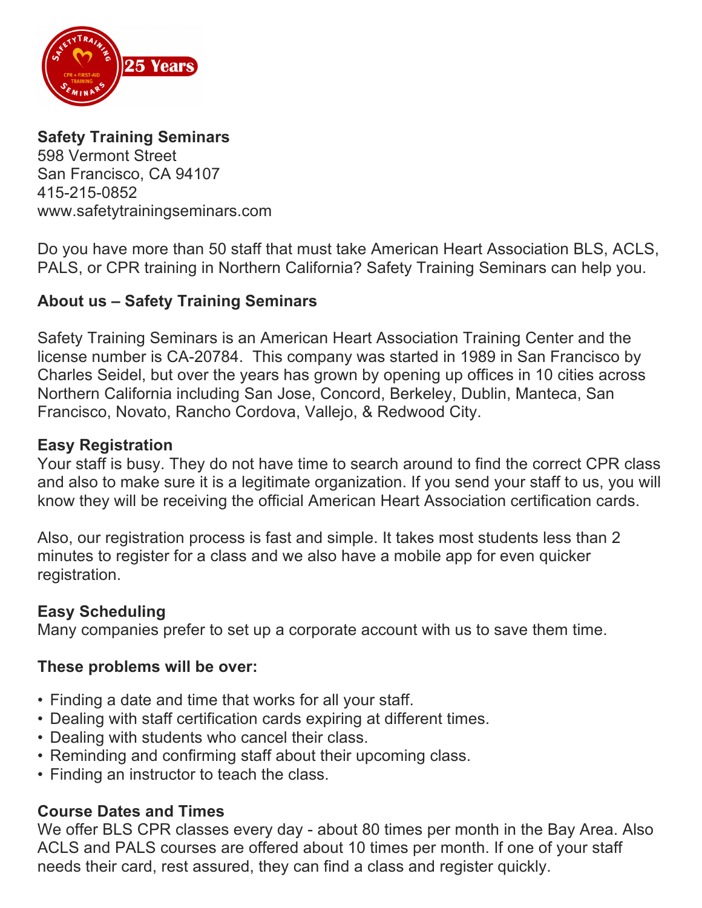**Safety Training Seminars**
598 Vermont Street
San Francisco, CA 94107
415-215-0852
www.safetytrainingseminars.com

Do you have more than 50 staff that must take American Heart Association BLS, ACLS, PALS, or CPR training in Northern California? Safety Training Seminars can help you.

**About us – Safety Training Seminars**

Safety Training Seminars is an American Heart Association Training Center and the license number is CA-20784. This company was started in 1989 in San Francisco by Charles Seidel, but over the years has grown by opening up offices in 10 cities across Northern California including San Jose, Concord, Berkeley, Dublin, Manteca, San Francisco, Novato, Rancho Cordova, Vallejo, & Redwood City.

**Easy Registration**
Your staff is busy. They do not have time to search around to find the correct CPR class and also to make sure it is a legitimate organization. If you send your staff to us, you will know they will be receiving the official American Heart Association certification cards.

Also, our registration process is fast and simple. It takes most students less than 2 minutes to register for a class and we also have a mobile app for even quicker registration.

**Easy Scheduling**
Many companies prefer to set up a corporate account with us to save them time.

**These problems will be over:**

- Finding a date and time that works for all your staff.
- Dealing with staff certification cards expiring at different times.
- Dealing with students who cancel their class.
- Reminding and confirming staff about their upcoming class.
- Finding an instructor to teach the class.

**Course Dates and Times**
We offer BLS CPR classes every day - about 80 times per month in the Bay Area. Also ACLS and PALS courses are offered about 10 times per month. If one of your staff needs their card, rest assured, they can find a class and register quickly.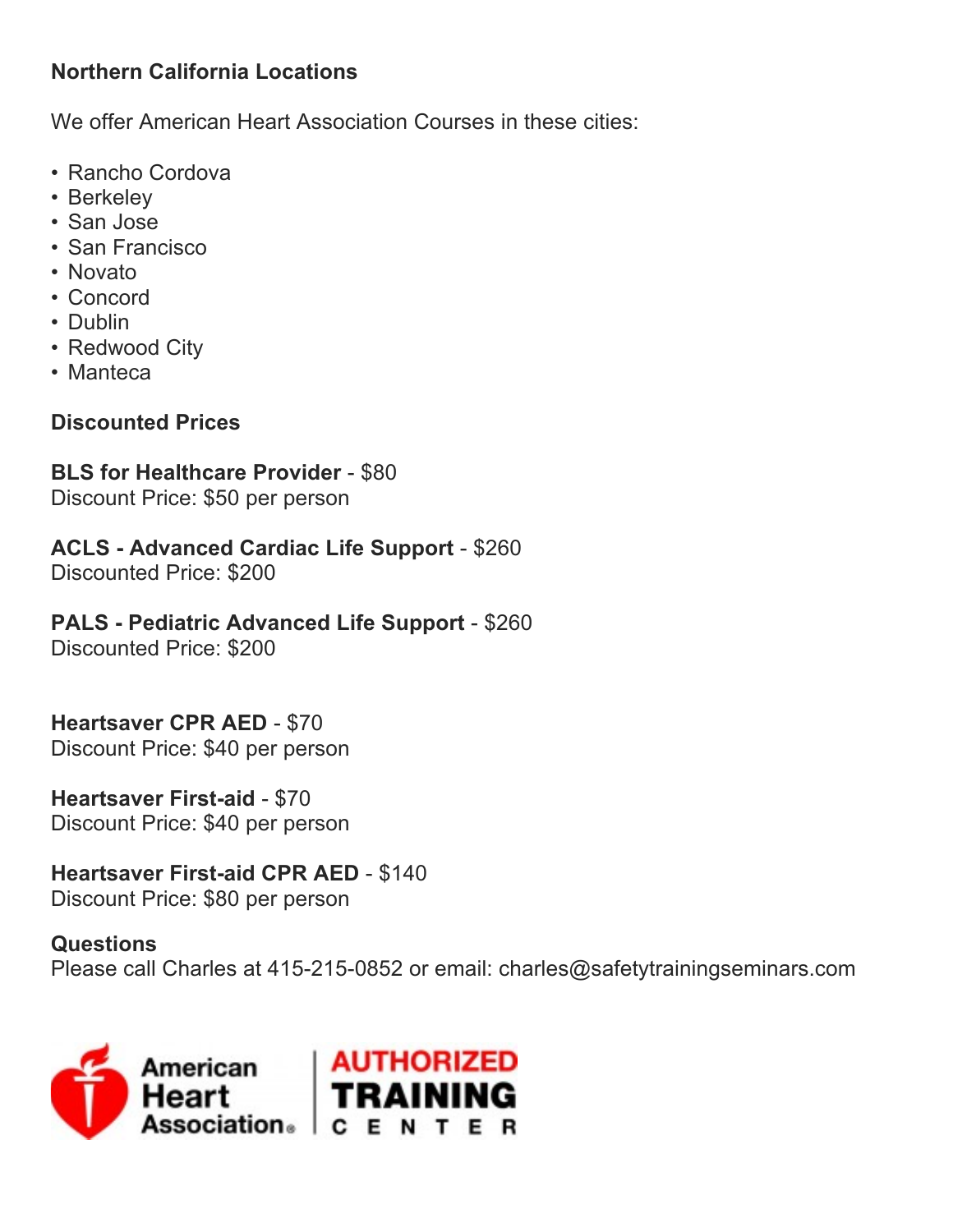**Northern California Locations**

We offer American Heart Association Courses in these cities:

- Rancho Cordova
- Berkeley
- San Jose
- San Francisco
- Novato
- Concord
- Dublin
- Redwood City
- Manteca

**Discounted Prices**

**BLS for Healthcare Provider** - $80
Discount Price: $50 per person

**ACLS - Advanced Cardiac Life Support** - $260
Discounted Price: $200

**PALS - Pediatric Advanced Life Support** - $260
Discounted Price: $200

**Heartsaver CPR AED** - $70
Discount Price: $40 per person

**Heartsaver First-aid** - $70
Discount Price: $40 per person

**Heartsaver First-aid CPR AED** - $140
Discount Price: $80 per person

**Questions**
Please call Charles at 415-215-0852 or email: charles@safetytrainingseminars.com

American Heart Association | AUTHORIZED TRAINING CENTER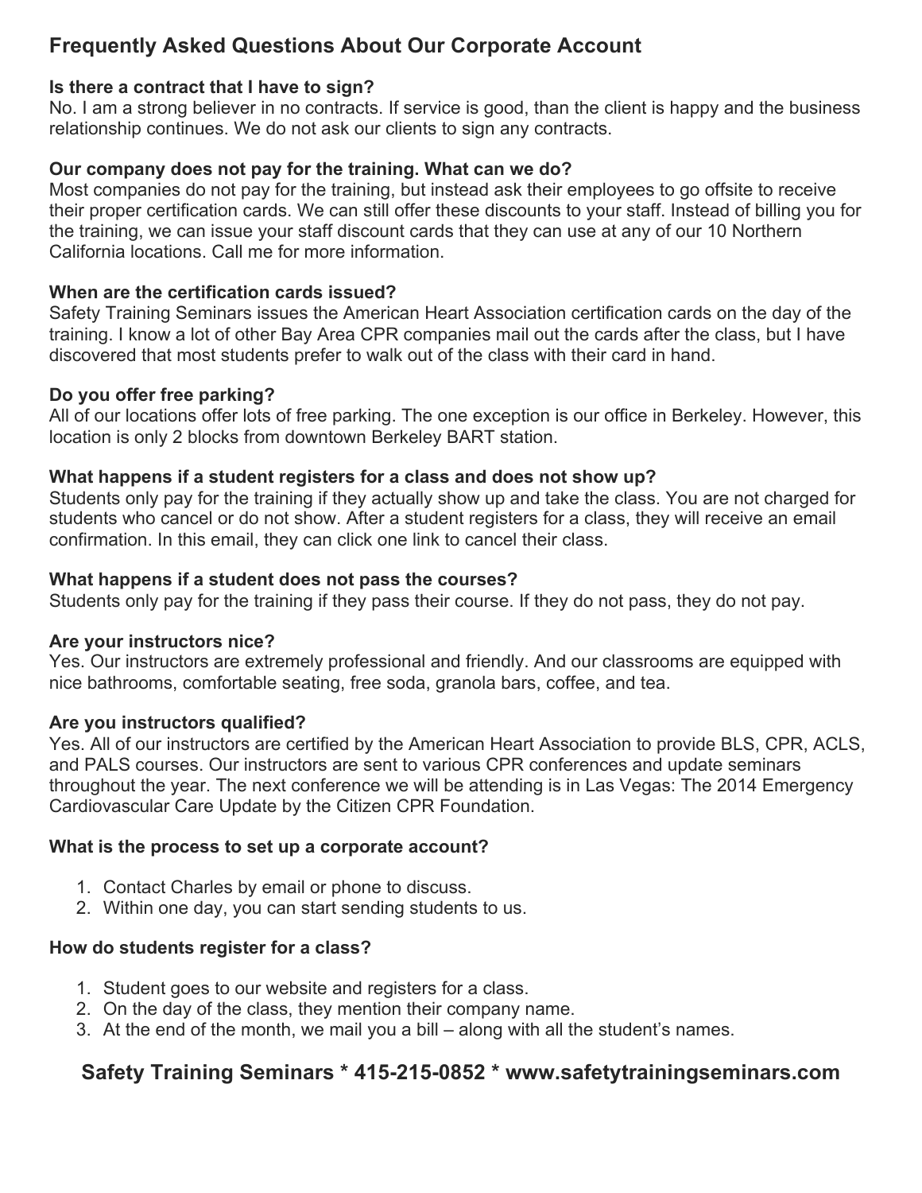## Frequently Asked Questions About Our Corporate Account

**Is there a contract that I have to sign?**
No. I am a strong believer in no contracts. If service is good, than the client is happy and the business relationship continues. We do not ask our clients to sign any contracts.

**Our company does not pay for the training. What can we do?**
Most companies do not pay for the training, but instead ask their employees to go offsite to receive their proper certification cards. We can still offer these discounts to your staff. Instead of billing you for the training, we can issue your staff discount cards that they can use at any of our 10 Northern California locations. Call me for more information.

**When are the certification cards issued?**
Safety Training Seminars issues the American Heart Association certification cards on the day of the training. I know a lot of other Bay Area CPR companies mail out the cards after the class, but I have discovered that most students prefer to walk out of the class with their card in hand.

**Do you offer free parking?**
All of our locations offer lots of free parking. The one exception is our office in Berkeley. However, this location is only 2 blocks from downtown Berkeley BART station.

**What happens if a student registers for a class and does not show up?**
Students only pay for the training if they actually show up and take the class. You are not charged for students who cancel or do not show. After a student registers for a class, they will receive an email confirmation. In this email, they can click one link to cancel their class.

**What happens if a student does not pass the courses?**
Students only pay for the training if they pass their course. If they do not pass, they do not pay.

**Are your instructors nice?**
Yes. Our instructors are extremely professional and friendly. And our classrooms are equipped with nice bathrooms, comfortable seating, free soda, granola bars, coffee, and tea.

**Are you instructors qualified?**
Yes. All of our instructors are certified by the American Heart Association to provide BLS, CPR, ACLS, and PALS courses. Our instructors are sent to various CPR conferences and update seminars throughout the year. The next conference we will be attending is in Las Vegas: The 2014 Emergency Cardiovascular Care Update by the Citizen CPR Foundation.

**What is the process to set up a corporate account?**

1. Contact Charles by email or phone to discuss.
2. Within one day, you can start sending students to us.

**How do students register for a class?**

1. Student goes to our website and registers for a class.
2. On the day of the class, they mention their company name.
3. At the end of the month, we mail you a bill – along with all the student's names.

**Safety Training Seminars * 415-215-0852 * www.safetytrainingseminars.com**